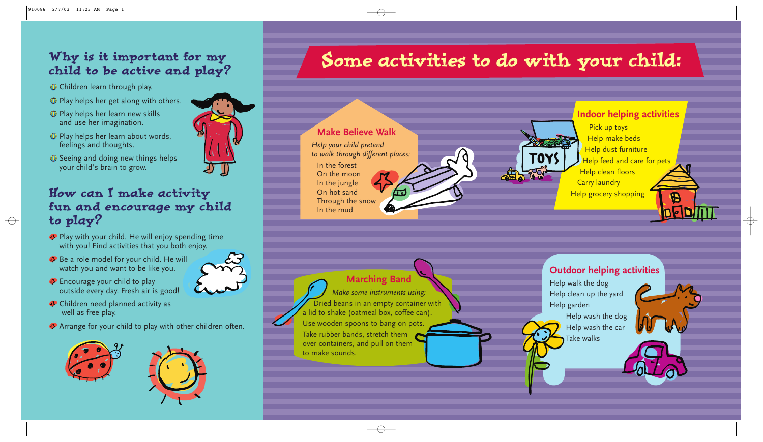## Why is it important for my child to be active and play?

- Children learn through play.
- Play helps her get along with others.
- Play helps her learn new skills and use her imagination.
- Play helps her learn about words, feelings and thoughts.
- Seeing and doing new things helps your child's brain to grow.

## How can I make activity fun and encourage my child to play?

- Play with your child. He will enjoy spending time with you! Find activities that you both enjoy.
- Be a role model for your child. He will watch you and want to be like you.
- Encourage your child to play outside every day. Fresh air is good!
- Children need planned activity as well as free play.
- Arrange for your child to play with other children often.

# Some activities to do with your child:

### Make Believe Walk

*Help your child pretend to walk through different places:*

In the forest
On the moon
In the jungle
On hot sand
Through the snow
In the mud

### Indoor helping activities

Pick up toys
Help make beds
Help dust furniture
Help feed and care for pets
Help clean floors
Carry laundry
Help grocery shopping

### Marching Band

*Make some instruments using:*

Dried beans in an empty container with a lid to shake (oatmeal box, coffee can).
Use wooden spoons to bang on pots.
Take rubber bands, stretch them over containers, and pull on them to make sounds.

### Outdoor helping activities

Help walk the dog
Help clean up the yard
Help garden
Help wash the dog
Help wash the car
Take walks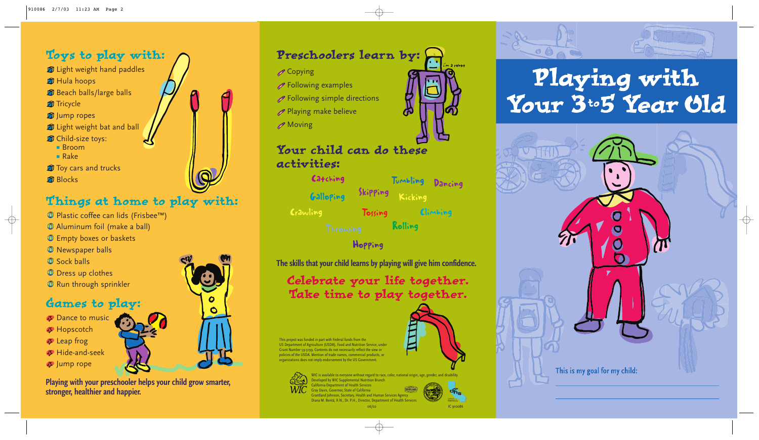## Toys to play with:

- Light weight hand paddles
- Hula hoops
- Beach balls/large balls
- Tricycle
- Jump ropes
- Light weight bat and ball
- Child-size toys:
  - Broom
  - Rake
- Toy cars and trucks
- Blocks

## Things at home to play with:

- Plastic coffee can lids (Frisbee™)
- Aluminum foil (make a ball)
- Empty boxes or baskets
- Newspaper balls
- Sock balls
- Dress up clothes
- Run through sprinkler

## Games to play:

- Dance to music
- Hopscotch
- Leap frog
- Hide-and-seek
- Jump rope

**Playing with your preschooler helps your child grow smarter, stronger, healthier and happier.**

## Preschoolers learn by:

- Copying
- Following examples
- Following simple directions
- Playing make believe
- Moving

i'm a robot

## Your child can do these activities:

Catching, Tumbling, Dancing, Galloping, Skipping, Kicking, Crawling, Tossing, Climbing, Throwing, Rolling, Hopping

**The skills that your child learns by playing will give him confidence.**

**Celebrate your life together. Take time to play together.**

This project was funded in part with Federal funds from the US Department of Agriculture (USDA), Food and Nutrition Service, under Grant Number 59-3199. Contents do not necessarily reflect the view or policies of the USDA. Mention of trade names, commercial products, or organizations does not imply endorsement by the US Government.

WIC is available to everyone without regard to race, color, national origin, age, gender, and disability.
Developed by WIC Supplemental Nutrition Branch
California Department of Health Services
Gray Davis, Governor, State of California
Grantland Johnson, Secretary, Health and Human Services Agency
Diana M. Bontá, R.N., Dr. P.H., Director, Department of Health Services

06/02

IC 910086

# Playing with Your 3 to 5 Year Old

This is my goal for my child:

\_\_\_\_\_\_\_\_\_\_\_\_\_\_\_\_\_\_\_\_\_\_\_\_\_\_\_\_\_\_\_\_

\_\_\_\_\_\_\_\_\_\_\_\_\_\_\_\_\_\_\_\_\_\_\_\_\_\_\_\_\_\_\_\_